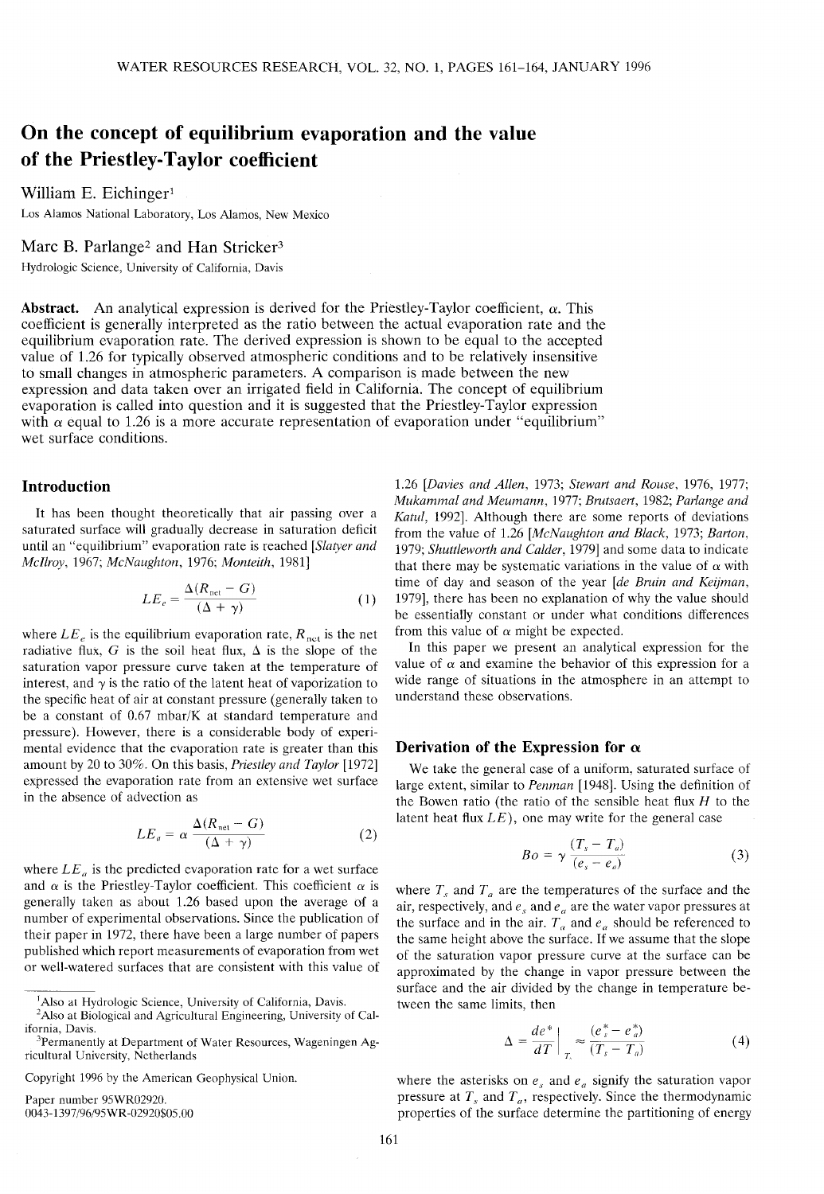# On the concept of equilibrium evaporation and the value of the Priestley-Taylor coefficient

William E. Eichinger[1]

Los Alamos National Laboratory, Los Alamos, New Mexico

Marc B. Parlange[2] and Han Stricker[3]

Hydrologic Science, University of California, Davis

**Abstract.** An analytical expression is derived for the Priestley-Taylor coefficient, $\alpha$. This coefficient is generally interpreted as the ratio between the actual evaporation rate and the equilibrium evaporation rate. The derived expression is shown to be equal to the accepted value of 1.26 for typically observed atmospheric conditions and to be relatively insensitive to small changes in atmospheric parameters. A comparison is made between the new expression and data taken over an irrigated field in California. The concept of equilibrium evaporation is called into question and it is suggested that the Priestley-Taylor expression with $\alpha$ equal to 1.26 is a more accurate representation of evaporation under "equilibrium" wet surface conditions.

## Introduction

It has been thought theoretically that air passing over a saturated surface will gradually decrease in saturation deficit until an "equilibrium" evaporation rate is reached [*Slatyer and McIlroy*, 1967; *McNaughton*, 1976; *Monteith*, 1981]

$$LE_e = \frac{\Delta(R_{\text{net}} - G)}{(\Delta + \gamma)} \tag{1}$$

where $LE_e$ is the equilibrium evaporation rate, $R_{\text{net}}$ is the net radiative flux, $G$ is the soil heat flux, $\Delta$ is the slope of the saturation vapor pressure curve taken at the temperature of interest, and $\gamma$ is the ratio of the latent heat of vaporization to the specific heat of air at constant pressure (generally taken to be a constant of 0.67 mbar/K at standard temperature and pressure). However, there is a considerable body of experimental evidence that the evaporation rate is greater than this amount by 20 to 30%. On this basis, *Priestley and Taylor* [1972] expressed the evaporation rate from an extensive wet surface in the absence of advection as

$$LE_a = \alpha \frac{\Delta(R_{\text{net}} - G)}{(\Delta + \gamma)} \tag{2}$$

where $LE_a$ is the predicted evaporation rate for a wet surface and $\alpha$ is the Priestley-Taylor coefficient. This coefficient $\alpha$ is generally taken as about 1.26 based upon the average of a number of experimental observations. Since the publication of their paper in 1972, there have been a large number of papers published which report measurements of evaporation from wet or well-watered surfaces that are consistent with this value of 1.26 [*Davies and Allen*, 1973; *Stewart and Rouse*, 1976, 1977; *Mukammal and Meumann*, 1977; *Brutsaert*, 1982; *Parlange and Katul*, 1992]. Although there are some reports of deviations from the value of 1.26 [*McNaughton and Black*, 1973; *Barton*, 1979; *Shuttleworth and Calder*, 1979] and some data to indicate that there may be systematic variations in the value of $\alpha$ with time of day and season of the year [*de Bruin and Keijman*, 1979], there has been no explanation of why the value should be essentially constant or under what conditions differences from this value of $\alpha$ might be expected.

In this paper we present an analytical expression for the value of $\alpha$ and examine the behavior of this expression for a wide range of situations in the atmosphere in an attempt to understand these observations.

## Derivation of the Expression for $\alpha$

We take the general case of a uniform, saturated surface of large extent, similar to *Penman* [1948]. Using the definition of the Bowen ratio (the ratio of the sensible heat flux $H$ to the latent heat flux $LE$), one may write for the general case

$$Bo = \gamma \frac{(T_s - T_a)}{(e_s - e_a)} \tag{3}$$

where $T_s$ and $T_a$ are the temperatures of the surface and the air, respectively, and $e_s$ and $e_a$ are the water vapor pressures at the surface and in the air. $T_a$ and $e_a$ should be referenced to the same height above the surface. If we assume that the slope of the saturation vapor pressure curve at the surface can be approximated by the change in vapor pressure between the surface and the air divided by the change in temperature between the same limits, then

$$\Delta = \left.\frac{de^*}{dT}\right|_{T_s} \approx \frac{(e_s^* - e_a^*)}{(T_s - T_a)} \tag{4}$$

where the asterisks on $e_s$ and $e_a$ signify the saturation vapor pressure at $T_s$ and $T_a$, respectively. Since the thermodynamic properties of the surface determine the partitioning of energy

---

[1] Also at Hydrologic Science, University of California, Davis.

[2] Also at Biological and Agricultural Engineering, University of California, Davis.

[3] Permanently at Department of Water Resources, Wageningen Agricultural University, Netherlands

Copyright 1996 by the American Geophysical Union.

Paper number 95WR02920.
0043-1397/96/95WR-02920$05.00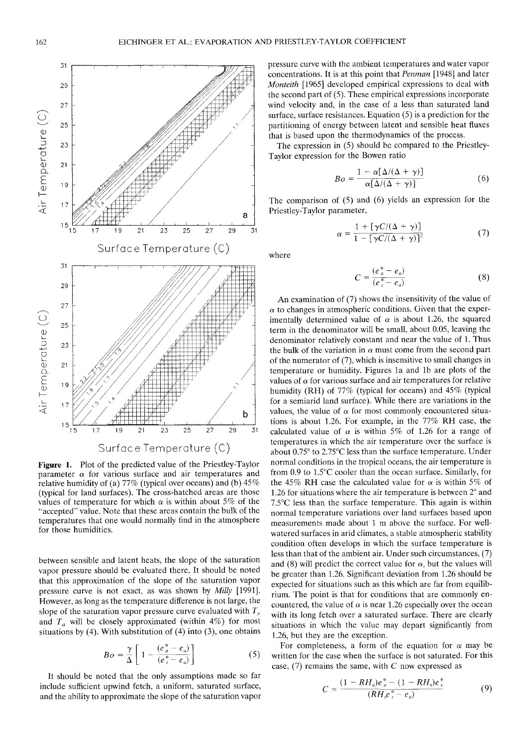Figure 1. Plot of the predicted value of the Priestley-Taylor parameter $\alpha$ for various surface and air temperatures and relative humidity of (a) 77% (typical over oceans) and (b) 45% (typical for land surfaces). The cross-hatched areas are those values of temperature for which $\alpha$ is within about 5% of the "accepted" value. Note that these areas contain the bulk of the temperatures that one would normally find in the atmosphere for those humidities.

between sensible and latent heats, the slope of the saturation vapor pressure should be evaluated there. It should be noted that this approximation of the slope of the saturation vapor pressure curve is not exact, as was shown by *Milly* [1991]. However, as long as the temperature difference is not large, the slope of the saturation vapor pressure curve evaluated with $T_s$ and $T_a$ will be closely approximated (within 4%) for most situations by (4). With substitution of (4) into (3), one obtains

$$Bo = \frac{\gamma}{\Delta}\left[1 - \frac{(e_a^* - e_a)}{(e_s^* - e_a)}\right] \tag{5}$$

It should be noted that the only assumptions made so far include sufficient upwind fetch, a uniform, saturated surface, and the ability to approximate the slope of the saturation vapor pressure curve with the ambient temperatures and water vapor concentrations. It is at this point that *Penman* [1948] and later *Monteith* [1965] developed empirical expressions to deal with the second part of (5). These empirical expressions incorporate wind velocity and, in the case of a less than saturated land surface, surface resistances. Equation (5) is a prediction for the partitioning of energy between latent and sensible heat fluxes that is based upon the thermodynamics of the process.

The expression in (5) should be compared to the Priestley-Taylor expression for the Bowen ratio

$$Bo = \frac{1 - \alpha[\Delta/(\Delta + \gamma)]}{\alpha[\Delta/(\Delta + \gamma)]} \tag{6}$$

The comparison of (5) and (6) yields an expression for the Priestley-Taylor parameter,

$$\alpha = \frac{1 + [\gamma C/(\Delta + \gamma)]}{1 - [\gamma C/(\Delta + \gamma)]^2} \tag{7}$$

where

$$C = \frac{(e_a^* - e_a)}{(e_s^* - e_a)} \tag{8}$$

An examination of (7) shows the insensitivity of the value of $\alpha$ to changes in atmospheric conditions. Given that the experimentally determined value of $\alpha$ is about 1.26, the squared term in the denominator will be small, about 0.05, leaving the denominator relatively constant and near the value of 1. Thus the bulk of the variation in $\alpha$ must come from the second part of the numerator of (7), which is insensitive to small changes in temperature or humidity. Figures 1a and 1b are plots of the values of $\alpha$ for various surface and air temperatures for relative humidity (RH) of 77% (typical for oceans) and 45% (typical for a semiarid land surface). While there are variations in the values, the value of $\alpha$ for most commonly encountered situations is about 1.26. For example, in the 77% RH case, the calculated value of $\alpha$ is within 5% of 1.26 for a range of temperatures in which the air temperature over the surface is about 0.75° to 2.75°C less than the surface temperature. Under normal conditions in the tropical oceans, the air temperature is from 0.9 to 1.5°C cooler than the ocean surface. Similarly, for the 45% RH case the calculated value for $\alpha$ is within 5% of 1.26 for situations where the air temperature is between 2° and 7.5°C less than the surface temperature. This again is within normal temperature variations over land surfaces based upon measurements made about 1 m above the surface. For well-watered surfaces in arid climates, a stable atmospheric stability condition often develops in which the surface temperature is less than that of the ambient air. Under such circumstances, (7) and (8) will predict the correct value for $\alpha$, but the values will be greater than 1.26. Significant deviation from 1.26 should be expected for situations such as this which are far from equilibrium. The point is that for conditions that are commonly encountered, the value of $\alpha$ is near 1.26 especially over the ocean with its long fetch over a saturated surface. There are clearly situations in which the value may depart significantly from 1.26, but they are the exception.

For completeness, a form of the equation for $\alpha$ may be written for the case when the surface is not saturated. For this case, (7) remains the same, with $C$ now expressed as

$$C = \frac{(1 - RH_a)e_a^* - (1 - RH_s)e_s^*}{(RH_s e_s^* - e_a)} \tag{9}$$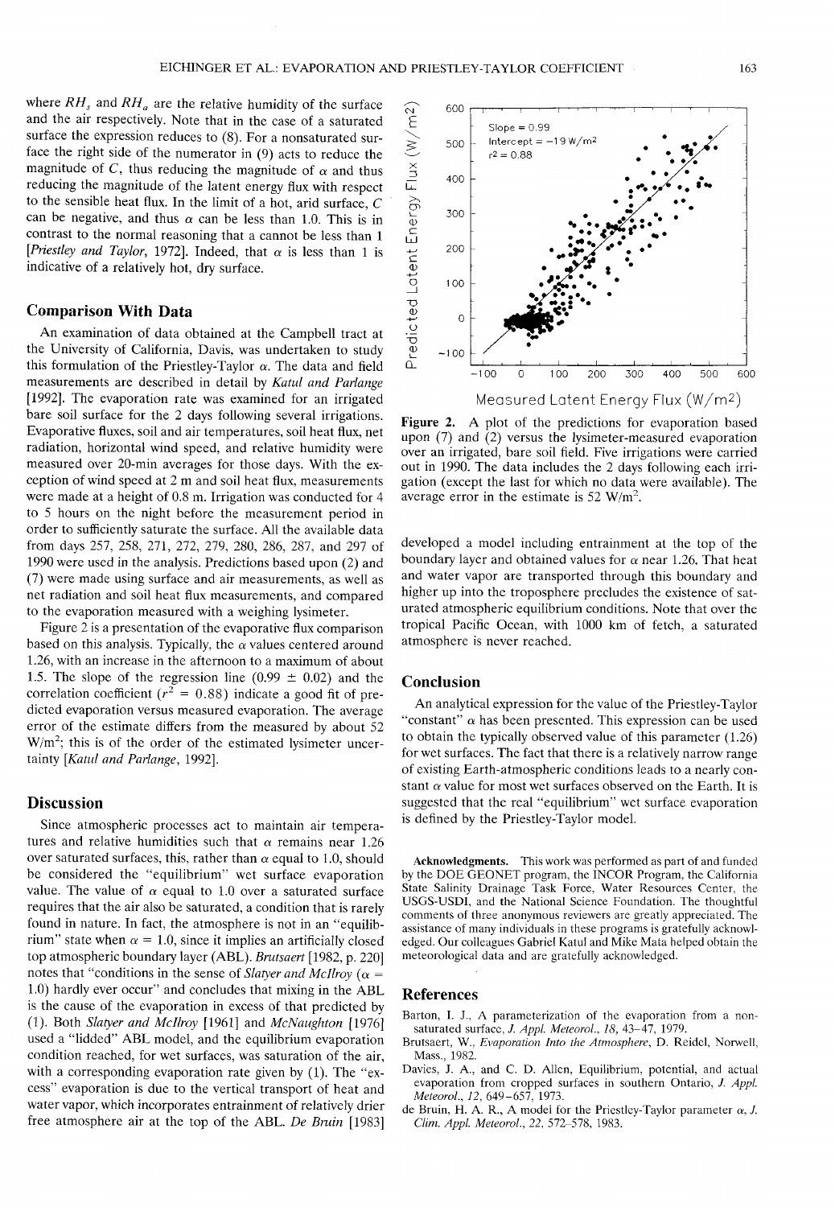where $RH_s$ and $RH_a$ are the relative humidity of the surface and the air respectively. Note that in the case of a saturated surface the expression reduces to (8). For a nonsaturated surface the right side of the numerator in (9) acts to reduce the magnitude of $C$, thus reducing the magnitude of $\alpha$ and thus reducing the magnitude of the latent energy flux with respect to the sensible heat flux. In the limit of a hot, arid surface, $C$ can be negative, and thus $\alpha$ can be less than 1.0. This is in contrast to the normal reasoning that $\alpha$ cannot be less than 1 [*Priestley and Taylor*, 1972]. Indeed, that $\alpha$ is less than 1 is indicative of a relatively hot, dry surface.

## Comparison With Data

An examination of data obtained at the Campbell tract at the University of California, Davis, was undertaken to study this formulation of the Priestley-Taylor $\alpha$. The data and field measurements are described in detail by *Katul and Parlange* [1992]. The evaporation rate was examined for an irrigated bare soil surface for the 2 days following several irrigations. Evaporative fluxes, soil and air temperatures, soil heat flux, net radiation, horizontal wind speed, and relative humidity were measured over 20-min averages for those days. With the exception of wind speed at 2 m and soil heat flux, measurements were made at a height of 0.8 m. Irrigation was conducted for 4 to 5 hours on the night before the measurement period in order to sufficiently saturate the surface. All the available data from days 257, 258, 271, 272, 279, 280, 286, 287, and 297 of 1990 were used in the analysis. Predictions based upon (2) and (7) were made using surface and air measurements, as well as net radiation and soil heat flux measurements, and compared to the evaporation measured with a weighing lysimeter.

Figure 2 is a presentation of the evaporative flux comparison based on this analysis. Typically, the $\alpha$ values centered around 1.26, with an increase in the afternoon to a maximum of about 1.5. The slope of the regression line (0.99 ± 0.02) and the correlation coefficient ($r^2 = 0.88$) indicate a good fit of predicted evaporation versus measured evaporation. The average error of the estimate differs from the measured by about 52 $W/m^2$; this is of the order of the estimated lysimeter uncertainty [*Katul and Parlange*, 1992].

**Figure 2.** A plot of the predictions for evaporation based upon (7) and (2) versus the lysimeter-measured evaporation over an irrigated, bare soil field. Five irrigations were carried out in 1990. The data includes the 2 days following each irrigation (except the last for which no data were available). The average error in the estimate is 52 $W/m^2$.

## Discussion

Since atmospheric processes act to maintain air temperatures and relative humidities such that $\alpha$ remains near 1.26 over saturated surfaces, this, rather than $\alpha$ equal to 1.0, should be considered the "equilibrium" wet surface evaporation value. The value of $\alpha$ equal to 1.0 over a saturated surface requires that the air also be saturated, a condition that is rarely found in nature. In fact, the atmosphere is not in an "equilibrium" state when $\alpha = 1.0$, since it implies an artificially closed top atmospheric boundary layer (ABL). *Brutsaert* [1982, p. 220] notes that "conditions in the sense of *Slatyer and McIlroy* ($\alpha$ = 1.0) hardly ever occur" and concludes that mixing in the ABL is the cause of the evaporation in excess of that predicted by (1). Both *Slatyer and McIlroy* [1961] and *McNaughton* [1976] used a "lidded" ABL model, and the equilibrium evaporation condition reached, for wet surfaces, was saturation of the air, with a corresponding evaporation rate given by (1). The "excess" evaporation is due to the vertical transport of heat and water vapor, which incorporates entrainment of relatively drier free atmosphere air at the top of the ABL. *De Bruin* [1983] developed a model including entrainment at the top of the boundary layer and obtained values for $\alpha$ near 1.26. That heat and water vapor are transported through this boundary and higher up into the troposphere precludes the existence of saturated atmospheric equilibrium conditions. Note that over the tropical Pacific Ocean, with 1000 km of fetch, a saturated atmosphere is never reached.

## Conclusion

An analytical expression for the value of the Priestley-Taylor "constant" $\alpha$ has been presented. This expression can be used to obtain the typically observed value of this parameter (1.26) for wet surfaces. The fact that there is a relatively narrow range of existing Earth-atmospheric conditions leads to a nearly constant $\alpha$ value for most wet surfaces observed on the Earth. It is suggested that the real "equilibrium" wet surface evaporation is defined by the Priestley-Taylor model.

**Acknowledgments.** This work was performed as part of and funded by the DOE GEONET program, the INCOR Program, the California State Salinity Drainage Task Force, Water Resources Center, the USGS-USDI, and the National Science Foundation. The thoughtful comments of three anonymous reviewers are greatly appreciated. The assistance of many individuals in these programs is gratefully acknowledged. Our colleagues Gabriel Katul and Mike Mata helped obtain the meteorological data and are gratefully acknowledged.

## References

Barton, I. J., A parameterization of the evaporation from a nonsaturated surface, *J. Appl. Meteorol.*, *18*, 43–47, 1979.

Brutsaert, W., *Evaporation Into the Atmosphere*, D. Reidel, Norwell, Mass., 1982.

Davies, J. A., and C. D. Allen, Equilibrium, potential, and actual evaporation from cropped surfaces in southern Ontario, *J. Appl. Meteorol.*, *12*, 649–657, 1973.

de Bruin, H. A. R., A model for the Priestley-Taylor parameter $\alpha$, *J. Clim. Appl. Meteorol.*, *22*, 572–578, 1983.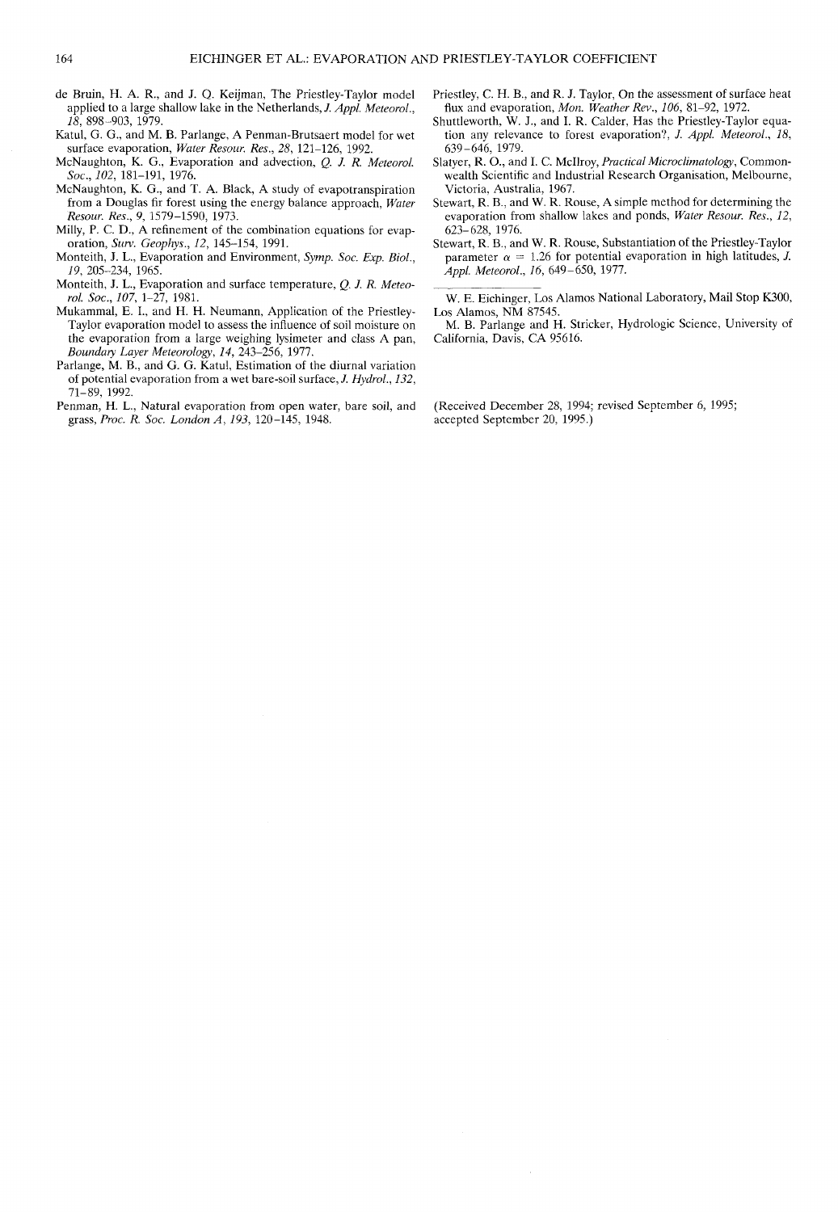de Bruin, H. A. R., and J. Q. Keijman, The Priestley-Taylor model applied to a large shallow lake in the Netherlands, *J. Appl. Meteorol.*, *18*, 898–903, 1979.

Katul, G. G., and M. B. Parlange, A Penman-Brutsaert model for wet surface evaporation, *Water Resour. Res.*, *28*, 121–126, 1992.

McNaughton, K. G., Evaporation and advection, *Q. J. R. Meteorol. Soc.*, *102*, 181–191, 1976.

McNaughton, K. G., and T. A. Black, A study of evapotranspiration from a Douglas fir forest using the energy balance approach, *Water Resour. Res.*, *9*, 1579–1590, 1973.

Milly, P. C. D., A refinement of the combination equations for evaporation, *Surv. Geophys.*, *12*, 145–154, 1991.

Monteith, J. L., Evaporation and Environment, *Symp. Soc. Exp. Biol.*, *19*, 205–234, 1965.

Monteith, J. L., Evaporation and surface temperature, *Q. J. R. Meteorol. Soc.*, *107*, 1–27, 1981.

Mukammal, E. I., and H. H. Neumann, Application of the Priestley-Taylor evaporation model to assess the influence of soil moisture on the evaporation from a large weighing lysimeter and class A pan, *Boundary Layer Meteorology*, *14*, 243–256, 1977.

Parlange, M. B., and G. G. Katul, Estimation of the diurnal variation of potential evaporation from a wet bare-soil surface, *J. Hydrol.*, *132*, 71–89, 1992.

Penman, H. L., Natural evaporation from open water, bare soil, and grass, *Proc. R. Soc. London A*, *193*, 120–145, 1948.

Priestley, C. H. B., and R. J. Taylor, On the assessment of surface heat flux and evaporation, *Mon. Weather Rev.*, *106*, 81–92, 1972.

Shuttleworth, W. J., and I. R. Calder, Has the Priestley-Taylor equation any relevance to forest evaporation?, *J. Appl. Meteorol.*, *18*, 639–646, 1979.

Slatyer, R. O., and I. C. McIlroy, *Practical Microclimatology*, Commonwealth Scientific and Industrial Research Organisation, Melbourne, Victoria, Australia, 1967.

Stewart, R. B., and W. R. Rouse, A simple method for determining the evaporation from shallow lakes and ponds, *Water Resour. Res.*, *12*, 623–628, 1976.

Stewart, R. B., and W. R. Rouse, Substantiation of the Priestley-Taylor parameter $\alpha = 1.26$ for potential evaporation in high latitudes, *J. Appl. Meteorol.*, *16*, 649–650, 1977.

---

W. E. Eichinger, Los Alamos National Laboratory, Mail Stop K300, Los Alamos, NM 87545.

M. B. Parlange and H. Stricker, Hydrologic Science, University of California, Davis, CA 95616.

(Received December 28, 1994; revised September 6, 1995; accepted September 20, 1995.)